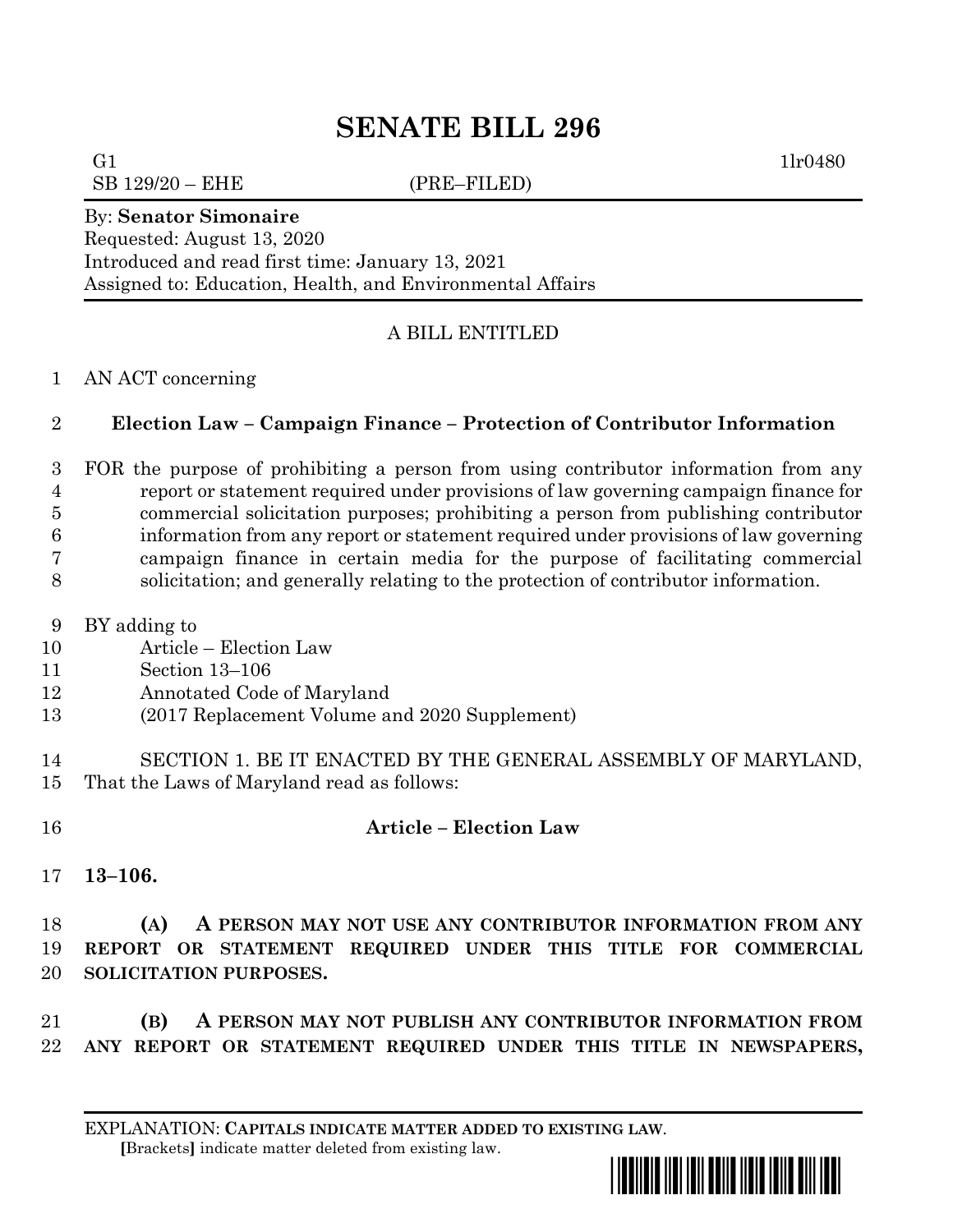# SENATE BILL 296

G1 1lr0480

SB 129/20 – EHE (PRE–FILED)

By: **Senator Simonaire**
Requested: August 13, 2020
Introduced and read first time: January 13, 2021
Assigned to: Education, Health, and Environmental Affairs

A BILL ENTITLED

1 AN ACT concerning

2 **Election Law – Campaign Finance – Protection of Contributor Information**

3 FOR the purpose of prohibiting a person from using contributor information from any
4 report or statement required under provisions of law governing campaign finance for
5 commercial solicitation purposes; prohibiting a person from publishing contributor
6 information from any report or statement required under provisions of law governing
7 campaign finance in certain media for the purpose of facilitating commercial
8 solicitation; and generally relating to the protection of contributor information.

9 BY adding to
10 Article – Election Law
11 Section 13–106
12 Annotated Code of Maryland
13 (2017 Replacement Volume and 2020 Supplement)

14 SECTION 1. BE IT ENACTED BY THE GENERAL ASSEMBLY OF MARYLAND,
15 That the Laws of Maryland read as follows:

16 **Article – Election Law**

17 **13–106.**

18 **(A) A PERSON MAY NOT USE ANY CONTRIBUTOR INFORMATION FROM ANY**
19 **REPORT OR STATEMENT REQUIRED UNDER THIS TITLE FOR COMMERCIAL**
20 **SOLICITATION PURPOSES.**

21 **(B) A PERSON MAY NOT PUBLISH ANY CONTRIBUTOR INFORMATION FROM**
22 **ANY REPORT OR STATEMENT REQUIRED UNDER THIS TITLE IN NEWSPAPERS,**

EXPLANATION: **CAPITALS INDICATE MATTER ADDED TO EXISTING LAW.**
[Brackets] indicate matter deleted from existing law.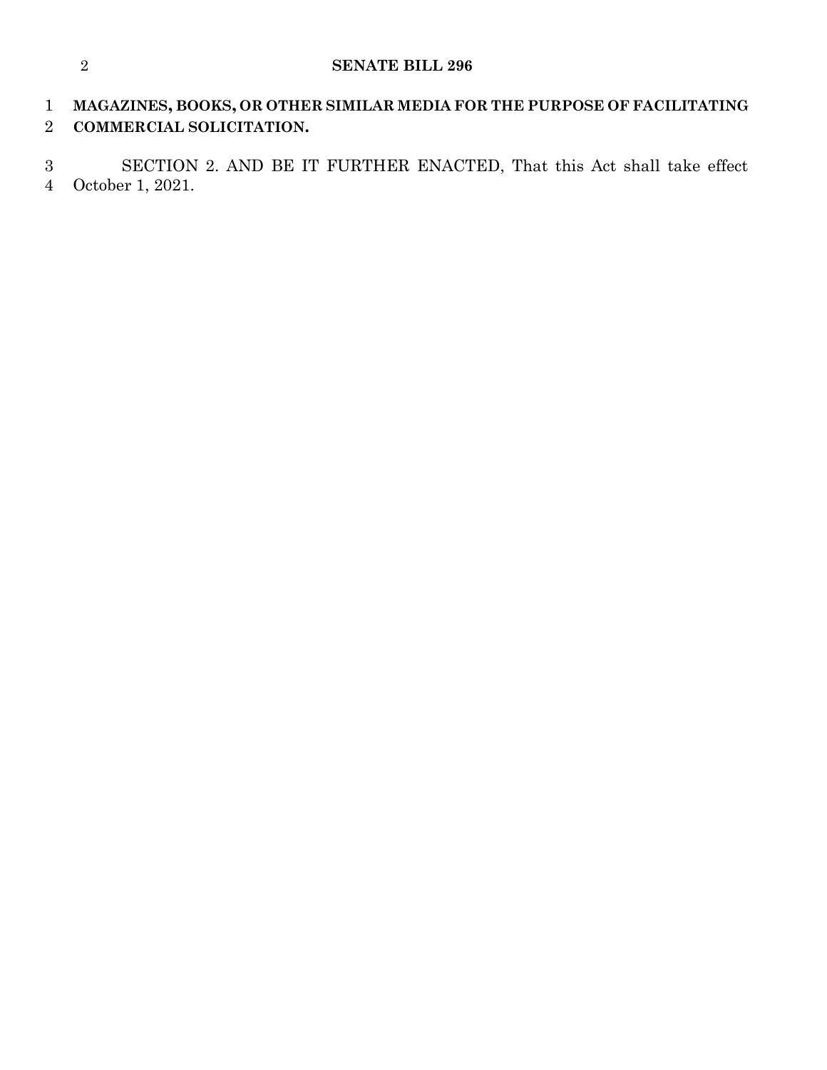**MAGAZINES, BOOKS, OR OTHER SIMILAR MEDIA FOR THE PURPOSE OF FACILITATING COMMERCIAL SOLICITATION.**

SECTION 2. AND BE IT FURTHER ENACTED, That this Act shall take effect October 1, 2021.